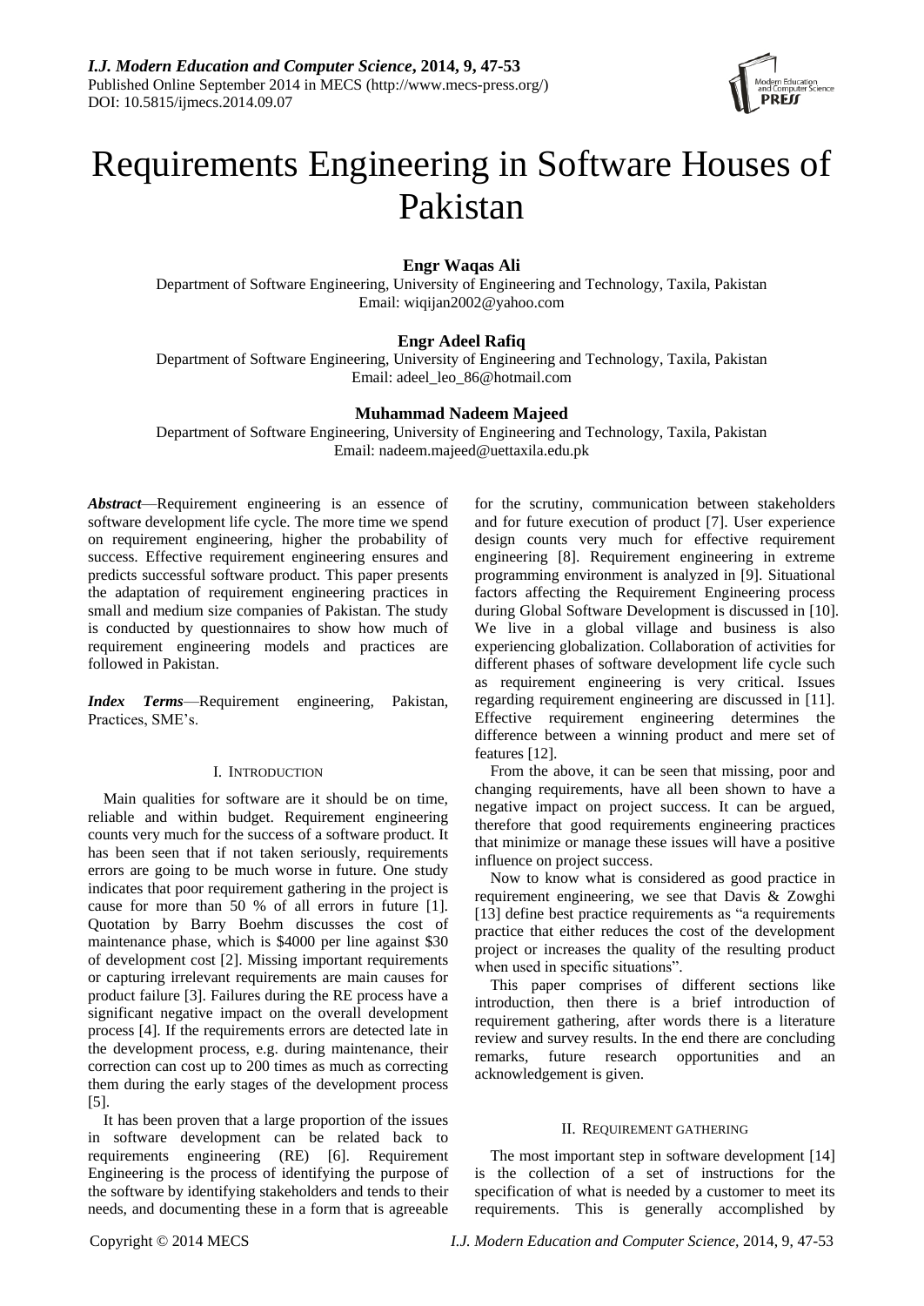# Requirements Engineering in Software Houses of Pakistan

**Engr Waqas Ali**
Department of Software Engineering, University of Engineering and Technology, Taxila, Pakistan
Email: wiqijan2002@yahoo.com

**Engr Adeel Rafiq**
Department of Software Engineering, University of Engineering and Technology, Taxila, Pakistan
Email: adeel_leo_86@hotmail.com

**Muhammad Nadeem Majeed**
Department of Software Engineering, University of Engineering and Technology, Taxila, Pakistan
Email: nadeem.majeed@uettaxila.edu.pk

***Abstract***—Requirement engineering is an essence of software development life cycle. The more time we spend on requirement engineering, higher the probability of success. Effective requirement engineering ensures and predicts successful software product. This paper presents the adaptation of requirement engineering practices in small and medium size companies of Pakistan. The study is conducted by questionnaires to show how much of requirement engineering models and practices are followed in Pakistan.

***Index Terms***—Requirement engineering, Pakistan, Practices, SME's.

## I. Introduction

Main qualities for software are it should be on time, reliable and within budget. Requirement engineering counts very much for the success of a software product. It has been seen that if not taken seriously, requirements errors are going to be much worse in future. One study indicates that poor requirement gathering in the project is cause for more than 50 % of all errors in future [1]. Quotation by Barry Boehm discusses the cost of maintenance phase, which is $4000 per line against $30 of development cost [2]. Missing important requirements or capturing irrelevant requirements are main causes for product failure [3]. Failures during the RE process have a significant negative impact on the overall development process [4]. If the requirements errors are detected late in the development process, e.g. during maintenance, their correction can cost up to 200 times as much as correcting them during the early stages of the development process [5].

It has been proven that a large proportion of the issues in software development can be related back to requirements engineering (RE) [6]. Requirement Engineering is the process of identifying the purpose of the software by identifying stakeholders and tends to their needs, and documenting these in a form that is agreeable for the scrutiny, communication between stakeholders and for future execution of product [7]. User experience design counts very much for effective requirement engineering [8]. Requirement engineering in extreme programming environment is analyzed in [9]. Situational factors affecting the Requirement Engineering process during Global Software Development is discussed in [10]. We live in a global village and business is also experiencing globalization. Collaboration of activities for different phases of software development life cycle such as requirement engineering is very critical. Issues regarding requirement engineering are discussed in [11]. Effective requirement engineering determines the difference between a winning product and mere set of features [12].

From the above, it can be seen that missing, poor and changing requirements, have all been shown to have a negative impact on project success. It can be argued, therefore that good requirements engineering practices that minimize or manage these issues will have a positive influence on project success.

Now to know what is considered as good practice in requirement engineering, we see that Davis & Zowghi [13] define best practice requirements as "a requirements practice that either reduces the cost of the development project or increases the quality of the resulting product when used in specific situations".

This paper comprises of different sections like introduction, then there is a brief introduction of requirement gathering, after words there is a literature review and survey results. In the end there are concluding remarks, future research opportunities and an acknowledgement is given.

## II. Requirement Gathering

The most important step in software development [14] is the collection of a set of instructions for the specification of what is needed by a customer to meet its requirements. This is generally accomplished by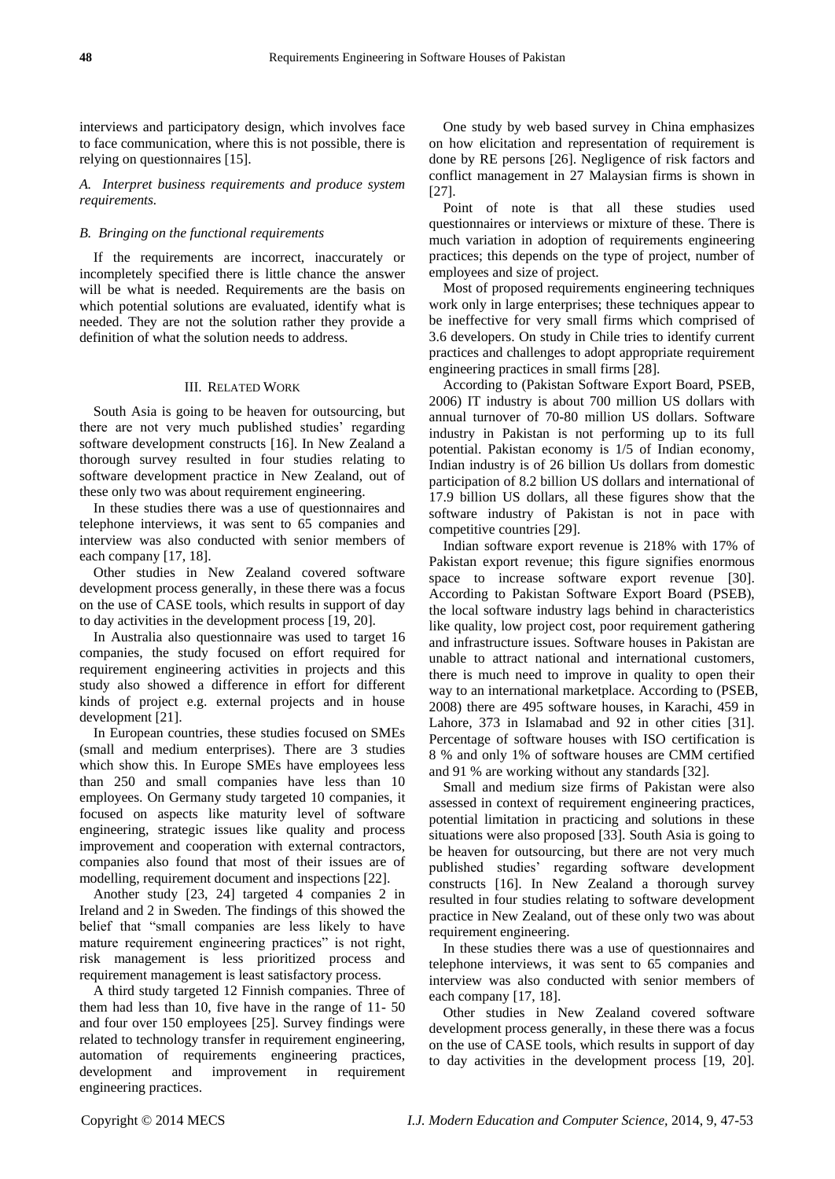interviews and participatory design, which involves face to face communication, where this is not possible, there is relying on questionnaires [15].

*A. Interpret business requirements and produce system requirements.*

*B. Bringing on the functional requirements*

If the requirements are incorrect, inaccurately or incompletely specified there is little chance the answer will be what is needed. Requirements are the basis on which potential solutions are evaluated, identify what is needed. They are not the solution rather they provide a definition of what the solution needs to address.

## III. Related Work

South Asia is going to be heaven for outsourcing, but there are not very much published studies' regarding software development constructs [16]. In New Zealand a thorough survey resulted in four studies relating to software development practice in New Zealand, out of these only two was about requirement engineering.

In these studies there was a use of questionnaires and telephone interviews, it was sent to 65 companies and interview was also conducted with senior members of each company [17, 18].

Other studies in New Zealand covered software development process generally, in these there was a focus on the use of CASE tools, which results in support of day to day activities in the development process [19, 20].

In Australia also questionnaire was used to target 16 companies, the study focused on effort required for requirement engineering activities in projects and this study also showed a difference in effort for different kinds of project e.g. external projects and in house development [21].

In European countries, these studies focused on SMEs (small and medium enterprises). There are 3 studies which show this. In Europe SMEs have employees less than 250 and small companies have less than 10 employees. On Germany study targeted 10 companies, it focused on aspects like maturity level of software engineering, strategic issues like quality and process improvement and cooperation with external contractors, companies also found that most of their issues are of modelling, requirement document and inspections [22].

Another study [23, 24] targeted 4 companies 2 in Ireland and 2 in Sweden. The findings of this showed the belief that "small companies are less likely to have mature requirement engineering practices" is not right, risk management is less prioritized process and requirement management is least satisfactory process.

A third study targeted 12 Finnish companies. Three of them had less than 10, five have in the range of 11- 50 and four over 150 employees [25]. Survey findings were related to technology transfer in requirement engineering, automation of requirements engineering practices, development and improvement in requirement engineering practices.

One study by web based survey in China emphasizes on how elicitation and representation of requirement is done by RE persons [26]. Negligence of risk factors and conflict management in 27 Malaysian firms is shown in [27].

Point of note is that all these studies used questionnaires or interviews or mixture of these. There is much variation in adoption of requirements engineering practices; this depends on the type of project, number of employees and size of project.

Most of proposed requirements engineering techniques work only in large enterprises; these techniques appear to be ineffective for very small firms which comprised of 3.6 developers. On study in Chile tries to identify current practices and challenges to adopt appropriate requirement engineering practices in small firms [28].

According to (Pakistan Software Export Board, PSEB, 2006) IT industry is about 700 million US dollars with annual turnover of 70-80 million US dollars. Software industry in Pakistan is not performing up to its full potential. Pakistan economy is 1/5 of Indian economy, Indian industry is of 26 billion Us dollars from domestic participation of 8.2 billion US dollars and international of 17.9 billion US dollars, all these figures show that the software industry of Pakistan is not in pace with competitive countries [29].

Indian software export revenue is 218% with 17% of Pakistan export revenue; this figure signifies enormous space to increase software export revenue [30]. According to Pakistan Software Export Board (PSEB), the local software industry lags behind in characteristics like quality, low project cost, poor requirement gathering and infrastructure issues. Software houses in Pakistan are unable to attract national and international customers, there is much need to improve in quality to open their way to an international marketplace. According to (PSEB, 2008) there are 495 software houses, in Karachi, 459 in Lahore, 373 in Islamabad and 92 in other cities [31]. Percentage of software houses with ISO certification is 8 % and only 1% of software houses are CMM certified and 91 % are working without any standards [32].

Small and medium size firms of Pakistan were also assessed in context of requirement engineering practices, potential limitation in practicing and solutions in these situations were also proposed [33]. South Asia is going to be heaven for outsourcing, but there are not very much published studies' regarding software development constructs [16]. In New Zealand a thorough survey resulted in four studies relating to software development practice in New Zealand, out of these only two was about requirement engineering.

In these studies there was a use of questionnaires and telephone interviews, it was sent to 65 companies and interview was also conducted with senior members of each company [17, 18].

Other studies in New Zealand covered software development process generally, in these there was a focus on the use of CASE tools, which results in support of day to day activities in the development process [19, 20].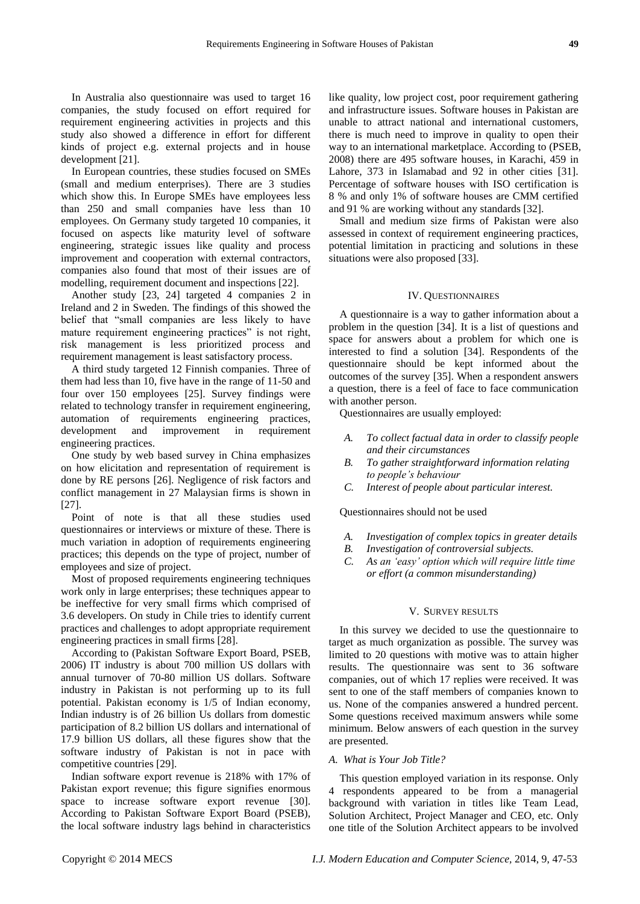In Australia also questionnaire was used to target 16 companies, the study focused on effort required for requirement engineering activities in projects and this study also showed a difference in effort for different kinds of project e.g. external projects and in house development [21].

In European countries, these studies focused on SMEs (small and medium enterprises). There are 3 studies which show this. In Europe SMEs have employees less than 250 and small companies have less than 10 employees. On Germany study targeted 10 companies, it focused on aspects like maturity level of software engineering, strategic issues like quality and process improvement and cooperation with external contractors, companies also found that most of their issues are of modelling, requirement document and inspections [22].

Another study [23, 24] targeted 4 companies 2 in Ireland and 2 in Sweden. The findings of this showed the belief that "small companies are less likely to have mature requirement engineering practices" is not right, risk management is less prioritized process and requirement management is least satisfactory process.

A third study targeted 12 Finnish companies. Three of them had less than 10, five have in the range of 11-50 and four over 150 employees [25]. Survey findings were related to technology transfer in requirement engineering, automation of requirements engineering practices, development and improvement in requirement engineering practices.

One study by web based survey in China emphasizes on how elicitation and representation of requirement is done by RE persons [26]. Negligence of risk factors and conflict management in 27 Malaysian firms is shown in [27].

Point of note is that all these studies used questionnaires or interviews or mixture of these. There is much variation in adoption of requirements engineering practices; this depends on the type of project, number of employees and size of project.

Most of proposed requirements engineering techniques work only in large enterprises; these techniques appear to be ineffective for very small firms which comprised of 3.6 developers. On study in Chile tries to identify current practices and challenges to adopt appropriate requirement engineering practices in small firms [28].

According to (Pakistan Software Export Board, PSEB, 2006) IT industry is about 700 million US dollars with annual turnover of 70-80 million US dollars. Software industry in Pakistan is not performing up to its full potential. Pakistan economy is 1/5 of Indian economy, Indian industry is of 26 billion Us dollars from domestic participation of 8.2 billion US dollars and international of 17.9 billion US dollars, all these figures show that the software industry of Pakistan is not in pace with competitive countries [29].

Indian software export revenue is 218% with 17% of Pakistan export revenue; this figure signifies enormous space to increase software export revenue [30]. According to Pakistan Software Export Board (PSEB), the local software industry lags behind in characteristics like quality, low project cost, poor requirement gathering and infrastructure issues. Software houses in Pakistan are unable to attract national and international customers, there is much need to improve in quality to open their way to an international marketplace. According to (PSEB, 2008) there are 495 software houses, in Karachi, 459 in Lahore, 373 in Islamabad and 92 in other cities [31]. Percentage of software houses with ISO certification is 8 % and only 1% of software houses are CMM certified and 91 % are working without any standards [32].

Small and medium size firms of Pakistan were also assessed in context of requirement engineering practices, potential limitation in practicing and solutions in these situations were also proposed [33].

## IV. Questionnaires

A questionnaire is a way to gather information about a problem in the question [34]. It is a list of questions and space for answers about a problem for which one is interested to find a solution [34]. Respondents of the questionnaire should be kept informed about the outcomes of the survey [35]. When a respondent answers a question, there is a feel of face to face communication with another person.

Questionnaires are usually employed:

- *A. To collect factual data in order to classify people and their circumstances*
- *B. To gather straightforward information relating to people's behaviour*
- *C. Interest of people about particular interest.*

Questionnaires should not be used

- *A. Investigation of complex topics in greater details*
- *B. Investigation of controversial subjects.*
- *C. As an 'easy' option which will require little time or effort (a common misunderstanding)*

## V. Survey Results

In this survey we decided to use the questionnaire to target as much organization as possible. The survey was limited to 20 questions with motive was to attain higher results. The questionnaire was sent to 36 software companies, out of which 17 replies were received. It was sent to one of the staff members of companies known to us. None of the companies answered a hundred percent. Some questions received maximum answers while some minimum. Below answers of each question in the survey are presented.

### *A. What is Your Job Title?*

This question employed variation in its response. Only 4 respondents appeared to be from a managerial background with variation in titles like Team Lead, Solution Architect, Project Manager and CEO, etc. Only one title of the Solution Architect appears to be involved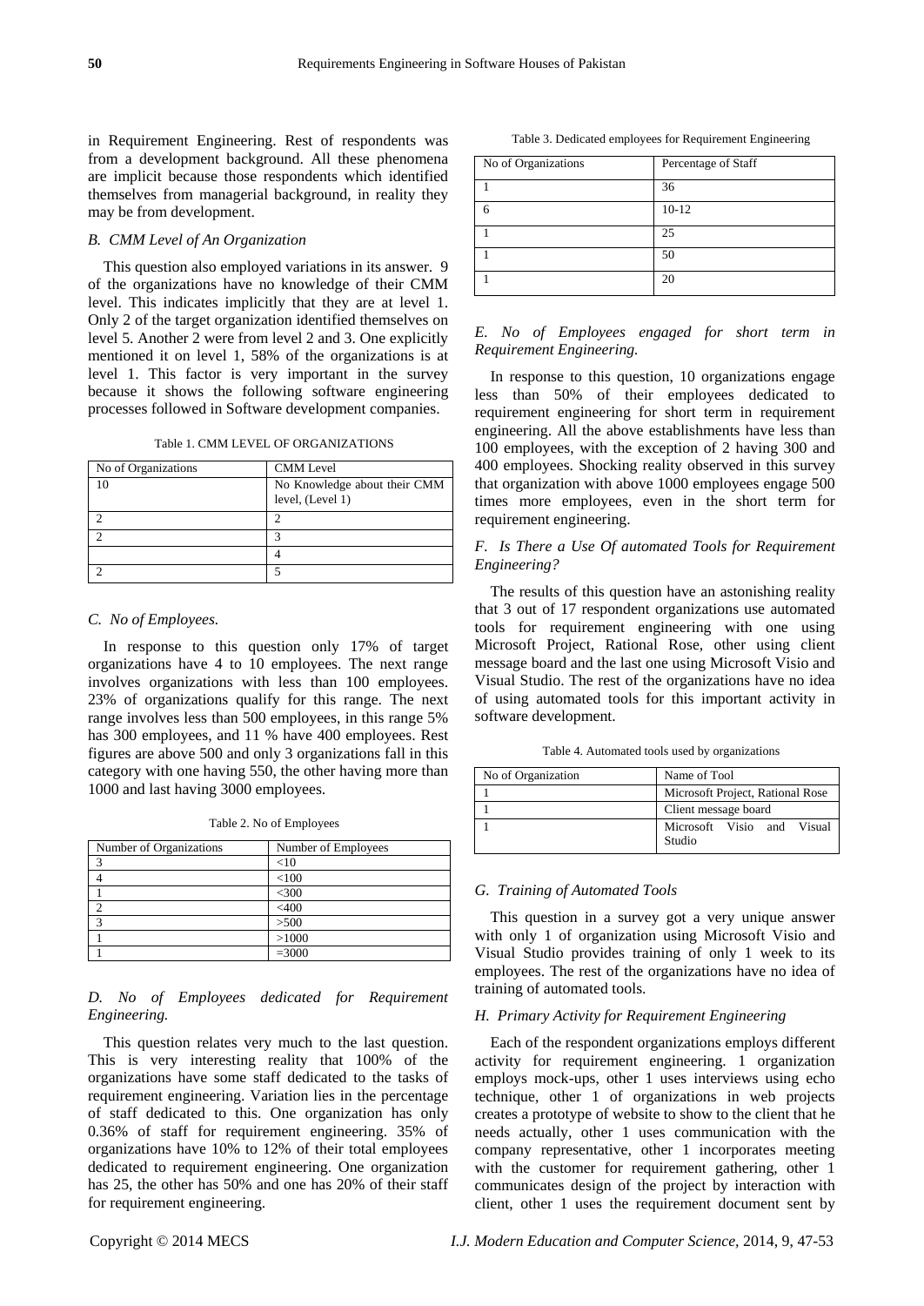in Requirement Engineering. Rest of respondents was from a development background. All these phenomena are implicit because those respondents which identified themselves from managerial background, in reality they may be from development.

### *B. CMM Level of An Organization*

This question also employed variations in its answer. 9 of the organizations have no knowledge of their CMM level. This indicates implicitly that they are at level 1. Only 2 of the target organization identified themselves on level 5. Another 2 were from level 2 and 3. One explicitly mentioned it on level 1, 58% of the organizations is at level 1. This factor is very important in the survey because it shows the following software engineering processes followed in Software development companies.

Table 1. CMM LEVEL OF ORGANIZATIONS

| No of Organizations | CMM Level |
|---|---|
| 10 | No Knowledge about their CMM level, (Level 1) |
| 2 | 2 |
| 2 | 3 |
| | 4 |
| 2 | 5 |

### *C. No of Employees.*

In response to this question only 17% of target organizations have 4 to 10 employees. The next range involves organizations with less than 100 employees. 23% of organizations qualify for this range. The next range involves less than 500 employees, in this range 5% has 300 employees, and 11 % have 400 employees. Rest figures are above 500 and only 3 organizations fall in this category with one having 550, the other having more than 1000 and last having 3000 employees.

Table 2. No of Employees

| Number of Organizations | Number of Employees |
|---|---|
| 3 | <10 |
| 4 | <100 |
| 1 | <300 |
| 2 | <400 |
| 3 | >500 |
| 1 | >1000 |
| 1 | =3000 |

### *D. No of Employees dedicated for Requirement Engineering.*

This question relates very much to the last question. This is very interesting reality that 100% of the organizations have some staff dedicated to the tasks of requirement engineering. Variation lies in the percentage of staff dedicated to this. One organization has only 0.36% of staff for requirement engineering. 35% of organizations have 10% to 12% of their total employees dedicated to requirement engineering. One organization has 25, the other has 50% and one has 20% of their staff for requirement engineering.

Table 3. Dedicated employees for Requirement Engineering

| No of Organizations | Percentage of Staff |
|---|---|
| 1 | 36 |
| 6 | 10-12 |
| 1 | 25 |
| 1 | 50 |
| 1 | 20 |

### *E. No of Employees engaged for short term in Requirement Engineering.*

In response to this question, 10 organizations engage less than 50% of their employees dedicated to requirement engineering for short term in requirement engineering. All the above establishments have less than 100 employees, with the exception of 2 having 300 and 400 employees. Shocking reality observed in this survey that organization with above 1000 employees engage 500 times more employees, even in the short term for requirement engineering.

### *F. Is There a Use Of automated Tools for Requirement Engineering?*

The results of this question have an astonishing reality that 3 out of 17 respondent organizations use automated tools for requirement engineering with one using Microsoft Project, Rational Rose, other using client message board and the last one using Microsoft Visio and Visual Studio. The rest of the organizations have no idea of using automated tools for this important activity in software development.

Table 4. Automated tools used by organizations

| No of Organization | Name of Tool |
|---|---|
| 1 | Microsoft Project, Rational Rose |
| 1 | Client message board |
| 1 | Microsoft Visio and Visual Studio |

### *G. Training of Automated Tools*

This question in a survey got a very unique answer with only 1 of organization using Microsoft Visio and Visual Studio provides training of only 1 week to its employees. The rest of the organizations have no idea of training of automated tools.

### *H. Primary Activity for Requirement Engineering*

Each of the respondent organizations employs different activity for requirement engineering. 1 organization employs mock-ups, other 1 uses interviews using echo technique, other 1 of organizations in web projects creates a prototype of website to show to the client that he needs actually, other 1 uses communication with the company representative, other 1 incorporates meeting with the customer for requirement gathering, other 1 communicates design of the project by interaction with client, other 1 uses the requirement document sent by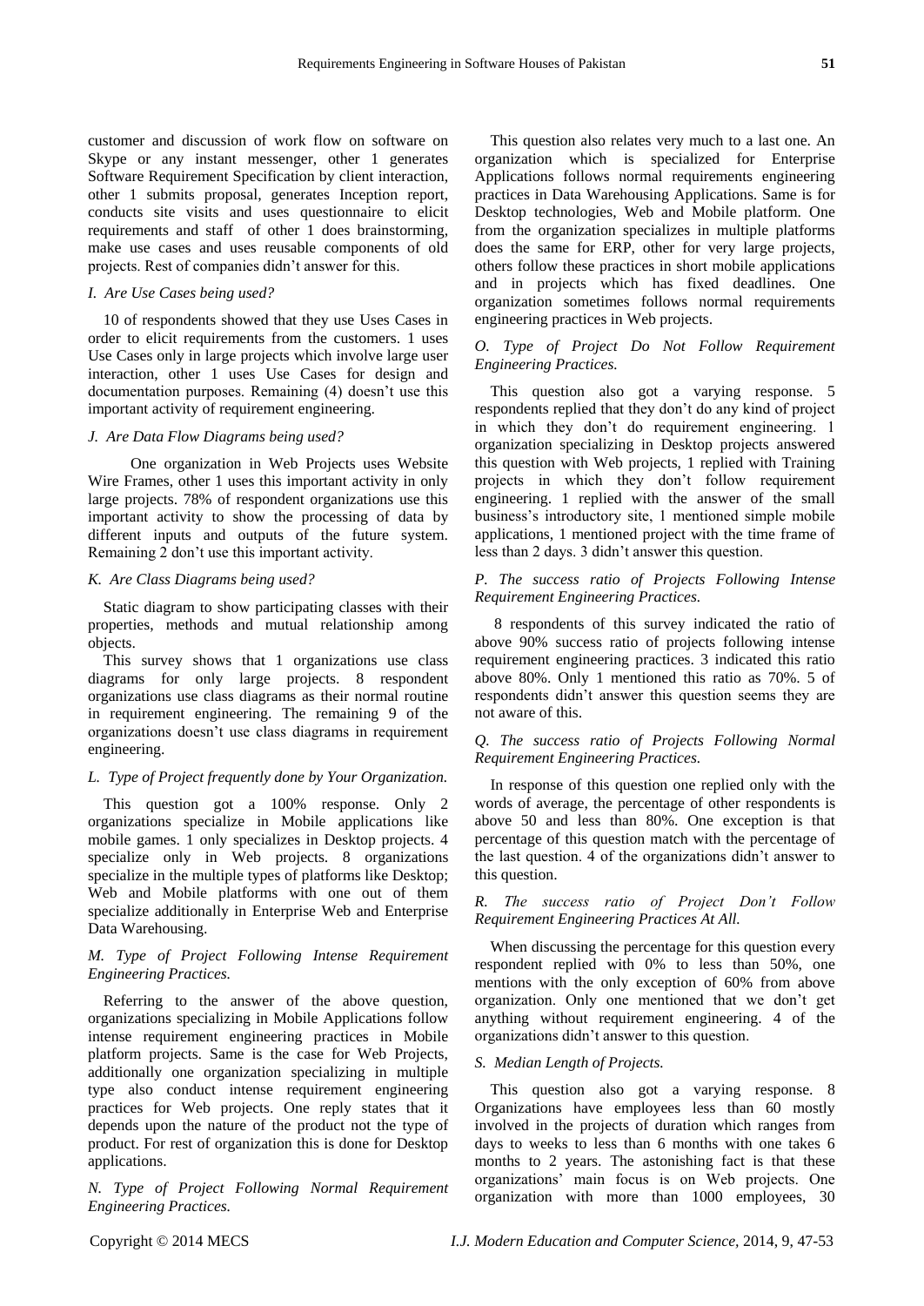customer and discussion of work flow on software on Skype or any instant messenger, other 1 generates Software Requirement Specification by client interaction, other 1 submits proposal, generates Inception report, conducts site visits and uses questionnaire to elicit requirements and staff of other 1 does brainstorming, make use cases and uses reusable components of old projects. Rest of companies didn't answer for this.

### *I. Are Use Cases being used?*

10 of respondents showed that they use Uses Cases in order to elicit requirements from the customers. 1 uses Use Cases only in large projects which involve large user interaction, other 1 uses Use Cases for design and documentation purposes. Remaining (4) doesn't use this important activity of requirement engineering.

### *J. Are Data Flow Diagrams being used?*

One organization in Web Projects uses Website Wire Frames, other 1 uses this important activity in only large projects. 78% of respondent organizations use this important activity to show the processing of data by different inputs and outputs of the future system. Remaining 2 don't use this important activity.

### *K. Are Class Diagrams being used?*

Static diagram to show participating classes with their properties, methods and mutual relationship among objects.

This survey shows that 1 organizations use class diagrams for only large projects. 8 respondent organizations use class diagrams as their normal routine in requirement engineering. The remaining 9 of the organizations doesn't use class diagrams in requirement engineering.

### *L. Type of Project frequently done by Your Organization.*

This question got a 100% response. Only 2 organizations specialize in Mobile applications like mobile games. 1 only specializes in Desktop projects. 4 specialize only in Web projects. 8 organizations specialize in the multiple types of platforms like Desktop; Web and Mobile platforms with one out of them specialize additionally in Enterprise Web and Enterprise Data Warehousing.

### *M. Type of Project Following Intense Requirement Engineering Practices.*

Referring to the answer of the above question, organizations specializing in Mobile Applications follow intense requirement engineering practices in Mobile platform projects. Same is the case for Web Projects, additionally one organization specializing in multiple type also conduct intense requirement engineering practices for Web projects. One reply states that it depends upon the nature of the product not the type of product. For rest of organization this is done for Desktop applications.

### *N. Type of Project Following Normal Requirement Engineering Practices.*

This question also relates very much to a last one. An organization which is specialized for Enterprise Applications follows normal requirements engineering practices in Data Warehousing Applications. Same is for Desktop technologies, Web and Mobile platform. One from the organization specializes in multiple platforms does the same for ERP, other for very large projects, others follow these practices in short mobile applications and in projects which has fixed deadlines. One organization sometimes follows normal requirements engineering practices in Web projects.

### *O. Type of Project Do Not Follow Requirement Engineering Practices.*

This question also got a varying response. 5 respondents replied that they don't do any kind of project in which they don't do requirement engineering. 1 organization specializing in Desktop projects answered this question with Web projects, 1 replied with Training projects in which they don't follow requirement engineering. 1 replied with the answer of the small business's introductory site, 1 mentioned simple mobile applications, 1 mentioned project with the time frame of less than 2 days. 3 didn't answer this question.

### *P. The success ratio of Projects Following Intense Requirement Engineering Practices.*

8 respondents of this survey indicated the ratio of above 90% success ratio of projects following intense requirement engineering practices. 3 indicated this ratio above 80%. Only 1 mentioned this ratio as 70%. 5 of respondents didn't answer this question seems they are not aware of this.

### *Q. The success ratio of Projects Following Normal Requirement Engineering Practices.*

In response of this question one replied only with the words of average, the percentage of other respondents is above 50 and less than 80%. One exception is that percentage of this question match with the percentage of the last question. 4 of the organizations didn't answer to this question.

### *R. The success ratio of Project Don't Follow Requirement Engineering Practices At All.*

When discussing the percentage for this question every respondent replied with 0% to less than 50%, one mentions with the only exception of 60% from above organization. Only one mentioned that we don't get anything without requirement engineering. 4 of the organizations didn't answer to this question.

### *S. Median Length of Projects.*

This question also got a varying response. 8 Organizations have employees less than 60 mostly involved in the projects of duration which ranges from days to weeks to less than 6 months with one takes 6 months to 2 years. The astonishing fact is that these organizations' main focus is on Web projects. One organization with more than 1000 employees, 30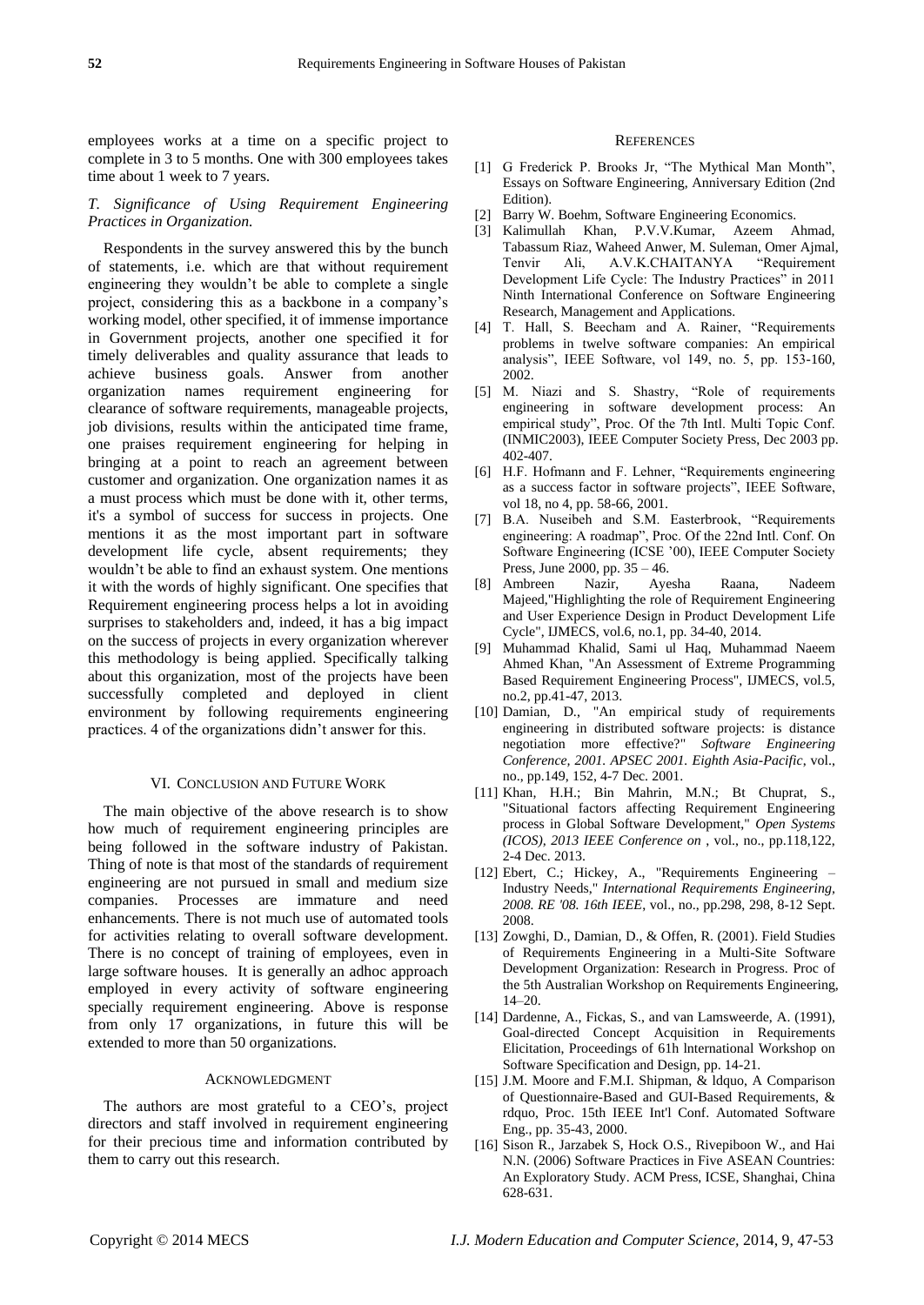employees works at a time on a specific project to complete in 3 to 5 months. One with 300 employees takes time about 1 week to 7 years.

### *T. Significance of Using Requirement Engineering Practices in Organization.*

Respondents in the survey answered this by the bunch of statements, i.e. which are that without requirement engineering they wouldn't be able to complete a single project, considering this as a backbone in a company's working model, other specified, it of immense importance in Government projects, another one specified it for timely deliverables and quality assurance that leads to achieve business goals. Answer from another organization names requirement engineering for clearance of software requirements, manageable projects, job divisions, results within the anticipated time frame, one praises requirement engineering for helping in bringing at a point to reach an agreement between customer and organization. One organization names it as a must process which must be done with it, other terms, it's a symbol of success for success in projects. One mentions it as the most important part in software development life cycle, absent requirements; they wouldn't be able to find an exhaust system. One mentions it with the words of highly significant. One specifies that Requirement engineering process helps a lot in avoiding surprises to stakeholders and, indeed, it has a big impact on the success of projects in every organization wherever this methodology is being applied. Specifically talking about this organization, most of the projects have been successfully completed and deployed in client environment by following requirements engineering practices. 4 of the organizations didn't answer for this.

## VI. Conclusion and Future Work

The main objective of the above research is to show how much of requirement engineering principles are being followed in the software industry of Pakistan. Thing of note is that most of the standards of requirement engineering are not pursued in small and medium size companies. Processes are immature and need enhancements. There is not much use of automated tools for activities relating to overall software development. There is no concept of training of employees, even in large software houses. It is generally an adhoc approach employed in every activity of software engineering specially requirement engineering. Above is response from only 17 organizations, in future this will be extended to more than 50 organizations.

## Acknowledgment

The authors are most grateful to a CEO's, project directors and staff involved in requirement engineering for their precious time and information contributed by them to carry out this research.

## References

[1] G Frederick P. Brooks Jr, "The Mythical Man Month", Essays on Software Engineering, Anniversary Edition (2nd Edition).

[2] Barry W. Boehm, Software Engineering Economics.

[3] Kalimullah Khan, P.V.V.Kumar, Azeem Ahmad, Tabassum Riaz, Waheed Anwer, M. Suleman, Omer Ajmal, Tenvir Ali, A.V.K.CHAITANYA "Requirement Development Life Cycle: The Industry Practices" in 2011 Ninth International Conference on Software Engineering Research, Management and Applications.

[4] T. Hall, S. Beecham and A. Rainer, "Requirements problems in twelve software companies: An empirical analysis", IEEE Software, vol 149, no. 5, pp. 153-160, 2002.

[5] M. Niazi and S. Shastry, "Role of requirements engineering in software development process: An empirical study", Proc. Of the 7th Intl. Multi Topic Conf. (INMIC2003), IEEE Computer Society Press, Dec 2003 pp. 402-407.

[6] H.F. Hofmann and F. Lehner, "Requirements engineering as a success factor in software projects", IEEE Software, vol 18, no 4, pp. 58-66, 2001.

[7] B.A. Nuseibeh and S.M. Easterbrook, "Requirements engineering: A roadmap", Proc. Of the 22nd Intl. Conf. On Software Engineering (ICSE '00), IEEE Computer Society Press, June 2000, pp. 35 – 46.

[8] Ambreen Nazir, Ayesha Raana, Nadeem Majeed,"Highlighting the role of Requirement Engineering and User Experience Design in Product Development Life Cycle", IJMECS, vol.6, no.1, pp. 34-40, 2014.

[9] Muhammad Khalid, Sami ul Haq, Muhammad Naeem Ahmed Khan, "An Assessment of Extreme Programming Based Requirement Engineering Process", IJMECS, vol.5, no.2, pp.41-47, 2013.

[10] Damian, D., "An empirical study of requirements engineering in distributed software projects: is distance negotiation more effective?" *Software Engineering Conference, 2001. APSEC 2001. Eighth Asia-Pacific*, vol., no., pp.149, 152, 4-7 Dec. 2001.

[11] Khan, H.H.; Bin Mahrin, M.N.; Bt Chuprat, S., "Situational factors affecting Requirement Engineering process in Global Software Development," *Open Systems (ICOS), 2013 IEEE Conference on* , vol., no., pp.118,122, 2-4 Dec. 2013.

[12] Ebert, C.; Hickey, A., "Requirements Engineering – Industry Needs," *International Requirements Engineering, 2008. RE '08. 16th IEEE*, vol., no., pp.298, 298, 8-12 Sept. 2008.

[13] Zowghi, D., Damian, D., & Offen, R. (2001). Field Studies of Requirements Engineering in a Multi-Site Software Development Organization: Research in Progress. Proc of the 5th Australian Workshop on Requirements Engineering, 14–20.

[14] Dardenne, A., Fickas, S., and van Lamsweerde, A. (1991), Goal-directed Concept Acquisition in Requirements Elicitation, Proceedings of 61h lnternational Workshop on Software Specification and Design, pp. 14-21.

[15] J.M. Moore and F.M.I. Shipman, & ldquo, A Comparison of Questionnaire-Based and GUI-Based Requirements, & rdquo, Proc. 15th IEEE Int'l Conf. Automated Software Eng., pp. 35-43, 2000.

[16] Sison R., Jarzabek S, Hock O.S., Rivepiboon W., and Hai N.N. (2006) Software Practices in Five ASEAN Countries: An Exploratory Study. ACM Press, ICSE, Shanghai, China 628-631.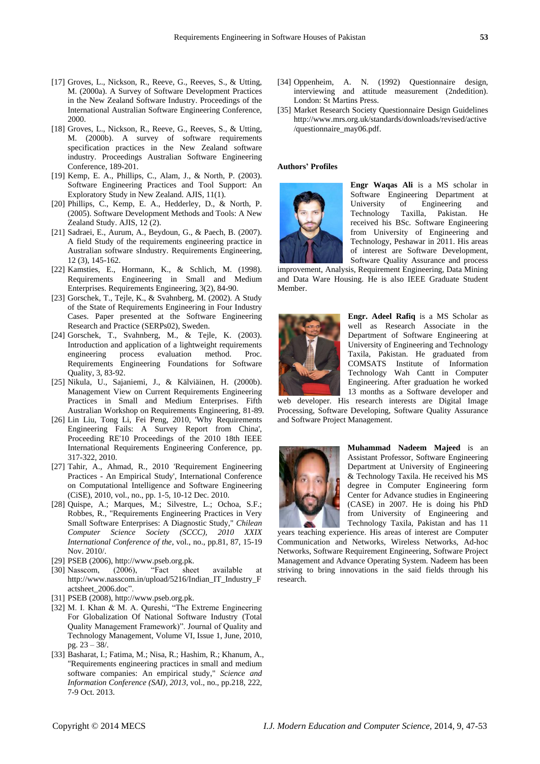[17] Groves, L., Nickson, R., Reeve, G., Reeves, S., & Utting, M. (2000a). A Survey of Software Development Practices in the New Zealand Software Industry. Proceedings of the International Australian Software Engineering Conference, 2000.

[18] Groves, L., Nickson, R., Reeve, G., Reeves, S., & Utting, M. (2000b). A survey of software requirements specification practices in the New Zealand software industry. Proceedings Australian Software Engineering Conference, 189-201.

[19] Kemp, E. A., Phillips, C., Alam, J., & North, P. (2003). Software Engineering Practices and Tool Support: An Exploratory Study in New Zealand. AJIS, 11(1).

[20] Phillips, C., Kemp, E. A., Hedderley, D., & North, P. (2005). Software Development Methods and Tools: A New Zealand Study. AJIS, 12 (2).

[21] Sadraei, E., Aurum, A., Beydoun, G., & Paech, B. (2007). A field Study of the requirements engineering practice in Australian software sIndustry. Requirements Engineering, 12 (3), 145-162.

[22] Kamsties, E., Hormann, K., & Schlich, M. (1998). Requirements Engineering in Small and Medium Enterprises. Requirements Engineering, 3(2), 84-90.

[23] Gorschek, T., Tejle, K., & Svahnberg, M. (2002). A Study of the State of Requirements Engineering in Four Industry Cases. Paper presented at the Software Engineering Research and Practice (SERPs02), Sweden.

[24] Gorschek, T., Svahnberg, M., & Tejle, K. (2003). Introduction and application of a lightweight requirements engineering process evaluation method. Proc. Requirements Engineering Foundations for Software Quality, 3, 83-92.

[25] Nikula, U., Sajaniemi, J., & Kälviäinen, H. (2000b). Management View on Current Requirements Engineering Practices in Small and Medium Enterprises. Fifth Australian Workshop on Requirements Engineering, 81-89.

[26] Lin Liu, Tong Li, Fei Peng, 2010, 'Why Requirements Engineering Fails: A Survey Report from China', Proceeding RE'10 Proceedings of the 2010 18th IEEE International Requirements Engineering Conference, pp. 317-322, 2010.

[27] Tahir, A., Ahmad, R., 2010 'Requirement Engineering Practices - An Empirical Study', International Conference on Computational Intelligence and Software Engineering (CiSE), 2010, vol., no., pp. 1-5, 10-12 Dec. 2010.

[28] Quispe, A.; Marques, M.; Silvestre, L.; Ochoa, S.F.; Robbes, R., "Requirements Engineering Practices in Very Small Software Enterprises: A Diagnostic Study," *Chilean Computer Science Society (SCCC), 2010 XXIX International Conference of the*, vol., no., pp.81, 87, 15-19 Nov. 2010/.

[29] PSEB (2006), http://www.pseb.org.pk.

[30] Nasscom, (2006), "Fact sheet available at http://www.nasscom.in/upload/5216/Indian_IT_Industry_Factsheet_2006.doc".

[31] PSEB (2008), http://www.pseb.org.pk.

[32] M. I. Khan & M. A. Qureshi, "The Extreme Engineering For Globalization Of National Software Industry (Total Quality Management Framework)". Journal of Quality and Technology Management, Volume VI, Issue 1, June, 2010, pg. 23 – 38/.

[33] Basharat, I.; Fatima, M.; Nisa, R.; Hashim, R.; Khanum, A., "Requirements engineering practices in small and medium software companies: An empirical study," *Science and Information Conference (SAI), 2013*, vol., no., pp.218, 222, 7-9 Oct. 2013.

[34] Oppenheim, A. N. (1992) Questionnaire design, interviewing and attitude measurement (2ndedition). London: St Martins Press.

[35] Market Research Society Questionnaire Design Guidelines http://www.mrs.org.uk/standards/downloads/revised/active/questionnaire_may06.pdf.

## Authors' Profiles

**Engr Waqas Ali** is a MS scholar in Software Engineering Department at University of Engineering and Technology Taxilla, Pakistan. He received his BSc. Software Engineering from University of Engineering and Technology, Peshawar in 2011. His areas of interest are Software Development, Software Quality Assurance and process improvement, Analysis, Requirement Engineering, Data Mining and Data Ware Housing. He is also IEEE Graduate Student Member.

**Engr. Adeel Rafiq** is a MS Scholar as well as Research Associate in the Department of Software Engineering at University of Engineering and Technology Taxila, Pakistan. He graduated from COMSATS Institute of Information Technology Wah Cantt in Computer Engineering. After graduation he worked 13 months as a Software developer and web developer. His research interests are Digital Image Processing, Software Developing, Software Quality Assurance and Software Project Management.

**Muhammad Nadeem Majeed** is an Assistant Professor, Software Engineering Department at University of Engineering & Technology Taxila. He received his MS degree in Computer Engineering form Center for Advance studies in Engineering (CASE) in 2007. He is doing his PhD from University of Engineering and Technology Taxila, Pakistan and has 11 years teaching experience. His areas of interest are Computer Communication and Networks, Wireless Networks, Ad-hoc Networks, Software Requirement Engineering, Software Project Management and Advance Operating System. Nadeem has been striving to bring innovations in the said fields through his research.